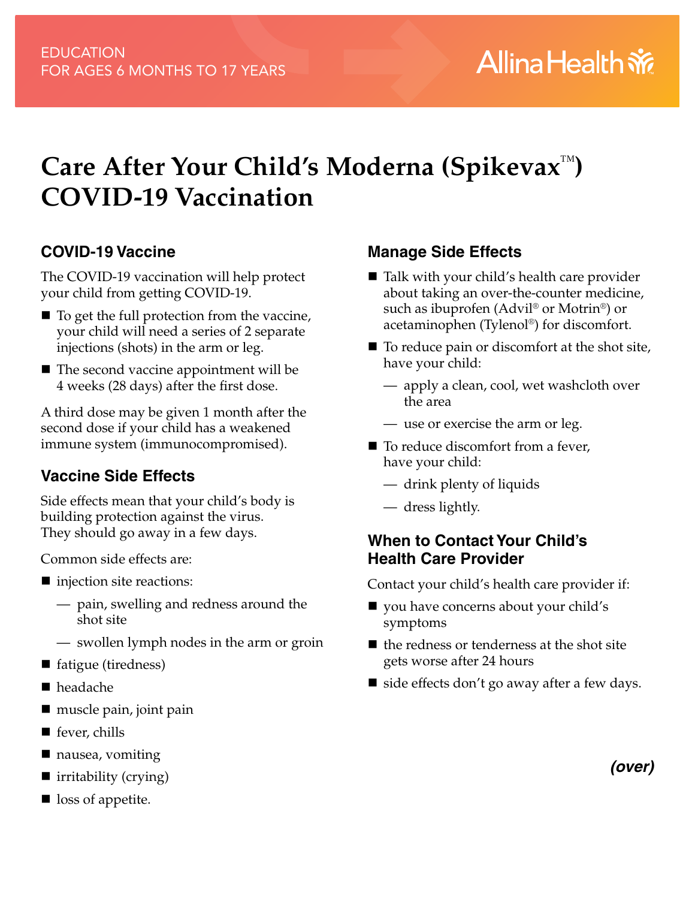EDUCATION
FOR AGES 6 MONTHS TO 17 YEARS

Allina Health

# Care After Your Child's Moderna (Spikevax™) COVID-19 Vaccination

## COVID-19 Vaccine

The COVID-19 vaccination will help protect your child from getting COVID-19.

- To get the full protection from the vaccine, your child will need a series of 2 separate injections (shots) in the arm or leg.
- The second vaccine appointment will be 4 weeks (28 days) after the first dose.

A third dose may be given 1 month after the second dose if your child has a weakened immune system (immunocompromised).

## Vaccine Side Effects

Side effects mean that your child's body is building protection against the virus. They should go away in a few days.

Common side effects are:

- injection site reactions:
  - pain, swelling and redness around the shot site
  - swollen lymph nodes in the arm or groin
- fatigue (tiredness)
- headache
- muscle pain, joint pain
- fever, chills
- nausea, vomiting
- irritability (crying)
- loss of appetite.

## Manage Side Effects

- Talk with your child's health care provider about taking an over-the-counter medicine, such as ibuprofen (Advil® or Motrin®) or acetaminophen (Tylenol®) for discomfort.
- To reduce pain or discomfort at the shot site, have your child:
  - apply a clean, cool, wet washcloth over the area
  - use or exercise the arm or leg.
- To reduce discomfort from a fever, have your child:
  - drink plenty of liquids
  - dress lightly.

## When to Contact Your Child's Health Care Provider

Contact your child's health care provider if:

- you have concerns about your child's symptoms
- the redness or tenderness at the shot site gets worse after 24 hours
- side effects don't go away after a few days.

***(over)***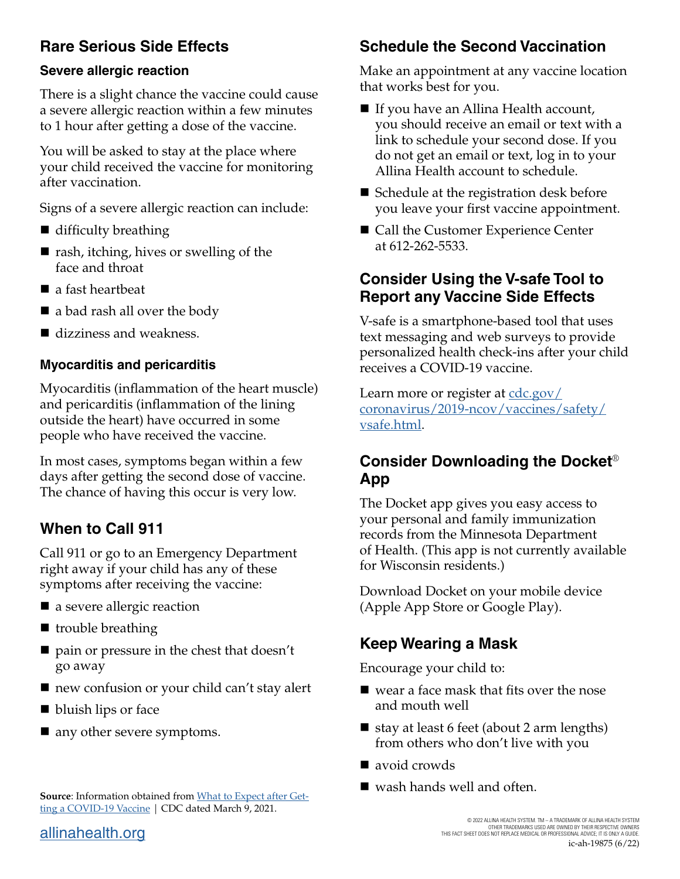## Rare Serious Side Effects

### Severe allergic reaction

There is a slight chance the vaccine could cause a severe allergic reaction within a few minutes to 1 hour after getting a dose of the vaccine.

You will be asked to stay at the place where your child received the vaccine for monitoring after vaccination.

Signs of a severe allergic reaction can include:

- difficulty breathing
- rash, itching, hives or swelling of the face and throat
- a fast heartbeat
- a bad rash all over the body
- dizziness and weakness.

### Myocarditis and pericarditis

Myocarditis (inflammation of the heart muscle) and pericarditis (inflammation of the lining outside the heart) have occurred in some people who have received the vaccine.

In most cases, symptoms began within a few days after getting the second dose of vaccine. The chance of having this occur is very low.

## When to Call 911

Call 911 or go to an Emergency Department right away if your child has any of these symptoms after receiving the vaccine:

- a severe allergic reaction
- trouble breathing
- pain or pressure in the chest that doesn't go away
- new confusion or your child can't stay alert
- bluish lips or face
- any other severe symptoms.

**Source**: Information obtained from What to Expect after Getting a COVID-19 Vaccine | CDC dated March 9, 2021.

## Schedule the Second Vaccination

Make an appointment at any vaccine location that works best for you.

- If you have an Allina Health account, you should receive an email or text with a link to schedule your second dose. If you do not get an email or text, log in to your Allina Health account to schedule.
- Schedule at the registration desk before you leave your first vaccine appointment.
- Call the Customer Experience Center at 612-262-5533.

## Consider Using the V-safe Tool to Report any Vaccine Side Effects

V-safe is a smartphone-based tool that uses text messaging and web surveys to provide personalized health check-ins after your child receives a COVID-19 vaccine.

Learn more or register at cdc.gov/coronavirus/2019-ncov/vaccines/safety/vsafe.html.

## Consider Downloading the Docket® App

The Docket app gives you easy access to your personal and family immunization records from the Minnesota Department of Health. (This app is not currently available for Wisconsin residents.)

Download Docket on your mobile device (Apple App Store or Google Play).

## Keep Wearing a Mask

Encourage your child to:

- wear a face mask that fits over the nose and mouth well
- stay at least 6 feet (about 2 arm lengths) from others who don't live with you
- avoid crowds
- wash hands well and often.

allinahealth.org

© 2022 ALLINA HEALTH SYSTEM. TM – A TRADEMARK OF ALLINA HEALTH SYSTEM
OTHER TRADEMARKS USED ARE OWNED BY THEIR RESPECTIVE OWNERS
THIS FACT SHEET DOES NOT REPLACE MEDICAL OR PROFESSIONAL ADVICE; IT IS ONLY A GUIDE.
ic-ah-19875 (6/22)